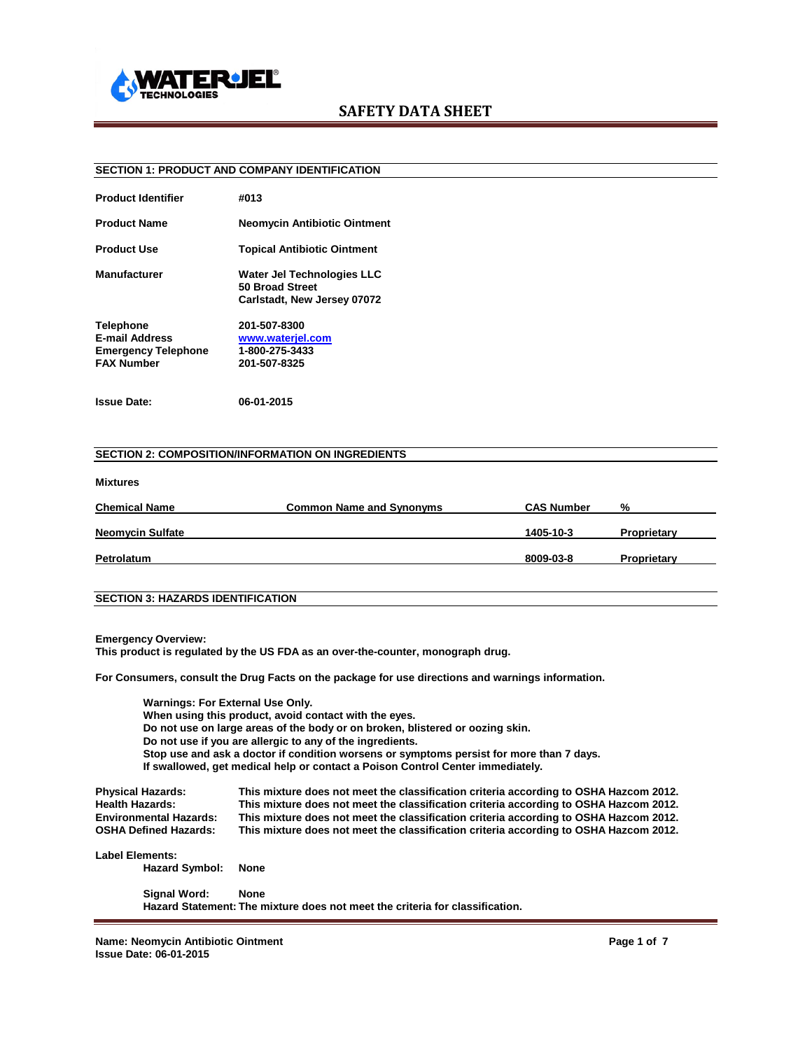WATERJEL® TECHNOLOGIES

# SAFETY DATA SHEET

## SECTION 1: PRODUCT AND COMPANY IDENTIFICATION

| | |
|---|---|
| **Product Identifier** | **#013** |
| **Product Name** | **Neomycin Antibiotic Ointment** |
| **Product Use** | **Topical Antibiotic Ointment** |
| **Manufacturer** | **Water Jel Technologies LLC**<br>**50 Broad Street**<br>**Carlstadt, New Jersey 07072** |
| **Telephone** | **201-507-8300** |
| **E-mail Address** | **www.waterjel.com** |
| **Emergency Telephone** | **1-800-275-3433** |
| **FAX Number** | **201-507-8325** |
| **Issue Date:** | **06-01-2015** |

## SECTION 2: COMPOSITION/INFORMATION ON INGREDIENTS

**Mixtures**

| Chemical Name | Common Name and Synonyms | CAS Number | % |
|---|---|---|---|
| Neomycin Sulfate | | 1405-10-3 | Proprietary |
| Petrolatum | | 8009-03-8 | Proprietary |

## SECTION 3: HAZARDS IDENTIFICATION

**Emergency Overview:**
**This product is regulated by the US FDA as an over-the-counter, monograph drug.**

**For Consumers, consult the Drug Facts on the package for use directions and warnings information.**

> **Warnings: For External Use Only.**
> **When using this product, avoid contact with the eyes.**
> **Do not use on large areas of the body or on broken, blistered or oozing skin.**
> **Do not use if you are allergic to any of the ingredients.**
> **Stop use and ask a doctor if condition worsens or symptoms persist for more than 7 days.**
> **If swallowed, get medical help or contact a Poison Control Center immediately.**

| | |
|---|---|
| **Physical Hazards:** | **This mixture does not meet the classification criteria according to OSHA Hazcom 2012.** |
| **Health Hazards:** | **This mixture does not meet the classification criteria according to OSHA Hazcom 2012.** |
| **Environmental Hazards:** | **This mixture does not meet the classification criteria according to OSHA Hazcom 2012.** |
| **OSHA Defined Hazards:** | **This mixture does not meet the classification criteria according to OSHA Hazcom 2012.** |

**Label Elements:**

> **Hazard Symbol:** **None**
>
> **Signal Word:** **None**
> **Hazard Statement: The mixture does not meet the criteria for classification.**

**Name: Neomycin Antibiotic Ointment**
**Issue Date: 06-01-2015**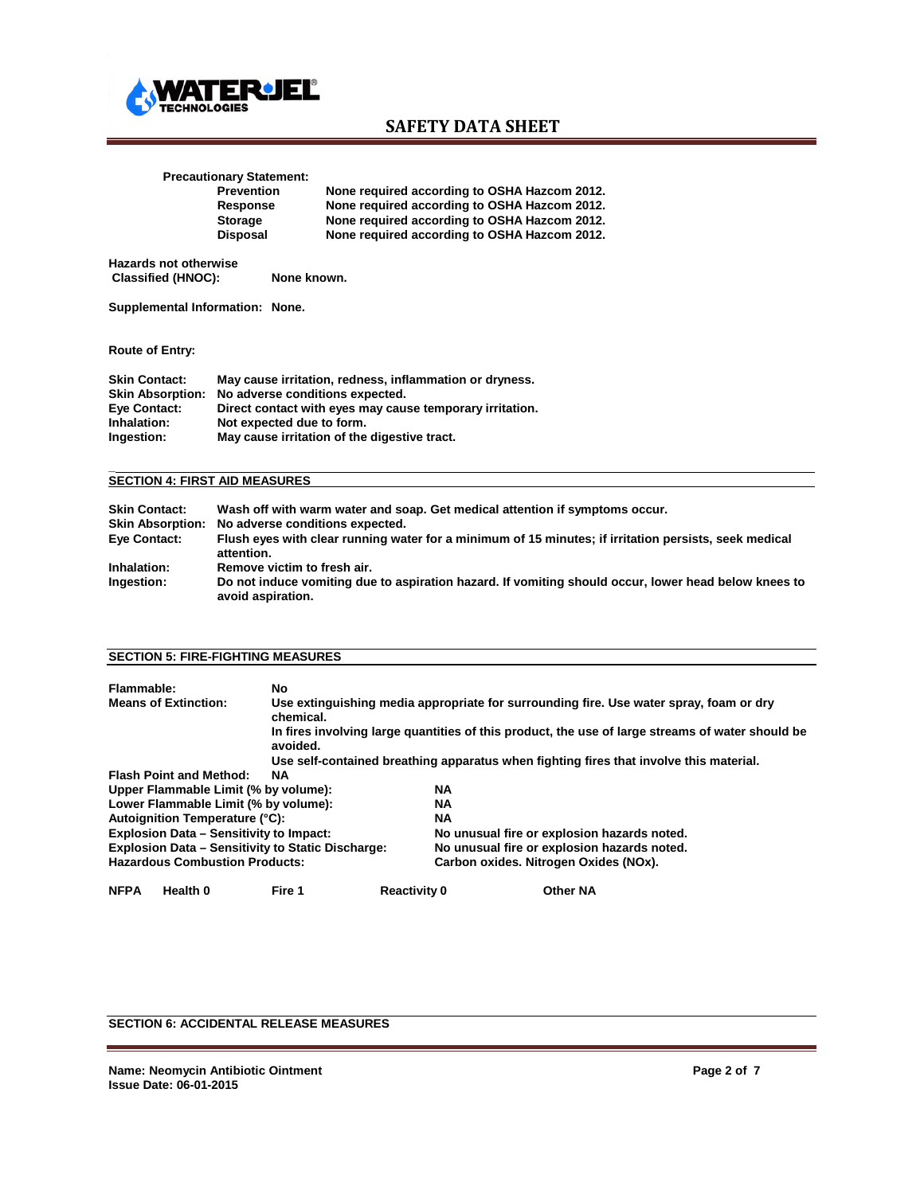**Precautionary Statement:**

| | |
|---|---|
| **Prevention** | **None required according to OSHA Hazcom 2012.** |
| **Response** | **None required according to OSHA Hazcom 2012.** |
| **Storage** | **None required according to OSHA Hazcom 2012.** |
| **Disposal** | **None required according to OSHA Hazcom 2012.** |

**Hazards not otherwise Classified (HNOC):** **None known.**

**Supplemental Information: None.**

**Route of Entry:**

| | |
|---|---|
| **Skin Contact:** | **May cause irritation, redness, inflammation or dryness.** |
| **Skin Absorption:** | **No adverse conditions expected.** |
| **Eye Contact:** | **Direct contact with eyes may cause temporary irritation.** |
| **Inhalation:** | **Not expected due to form.** |
| **Ingestion:** | **May cause irritation of the digestive tract.** |

## SECTION 4: FIRST AID MEASURES

| | |
|---|---|
| **Skin Contact:** | **Wash off with warm water and soap. Get medical attention if symptoms occur.** |
| **Skin Absorption:** | **No adverse conditions expected.** |
| **Eye Contact:** | **Flush eyes with clear running water for a minimum of 15 minutes; if irritation persists, seek medical attention.** |
| **Inhalation:** | **Remove victim to fresh air.** |
| **Ingestion:** | **Do not induce vomiting due to aspiration hazard. If vomiting should occur, lower head below knees to avoid aspiration.** |

## SECTION 5: FIRE-FIGHTING MEASURES

**Flammable:** **No**

**Means of Extinction:** **Use extinguishing media appropriate for surrounding fire. Use water spray, foam or dry chemical.**
**In fires involving large quantities of this product, the use of large streams of water should be avoided.**
**Use self-contained breathing apparatus when fighting fires that involve this material.**

**Flash Point and Method:** **NA**

| | |
|---|---|
| **Upper Flammable Limit (% by volume):** | **NA** |
| **Lower Flammable Limit (% by volume):** | **NA** |
| **Autoignition Temperature (°C):** | **NA** |
| **Explosion Data – Sensitivity to Impact:** | **No unusual fire or explosion hazards noted.** |
| **Explosion Data – Sensitivity to Static Discharge:** | **No unusual fire or explosion hazards noted.** |
| **Hazardous Combustion Products:** | **Carbon oxides. Nitrogen Oxides (NOx).** |

| **NFPA** | **Health 0** | **Fire 1** | **Reactivity 0** | **Other NA** |
|---|---|---|---|---|

## SECTION 6: ACCIDENTAL RELEASE MEASURES

**Name: Neomycin Antibiotic Ointment**
**Issue Date: 06-01-2015**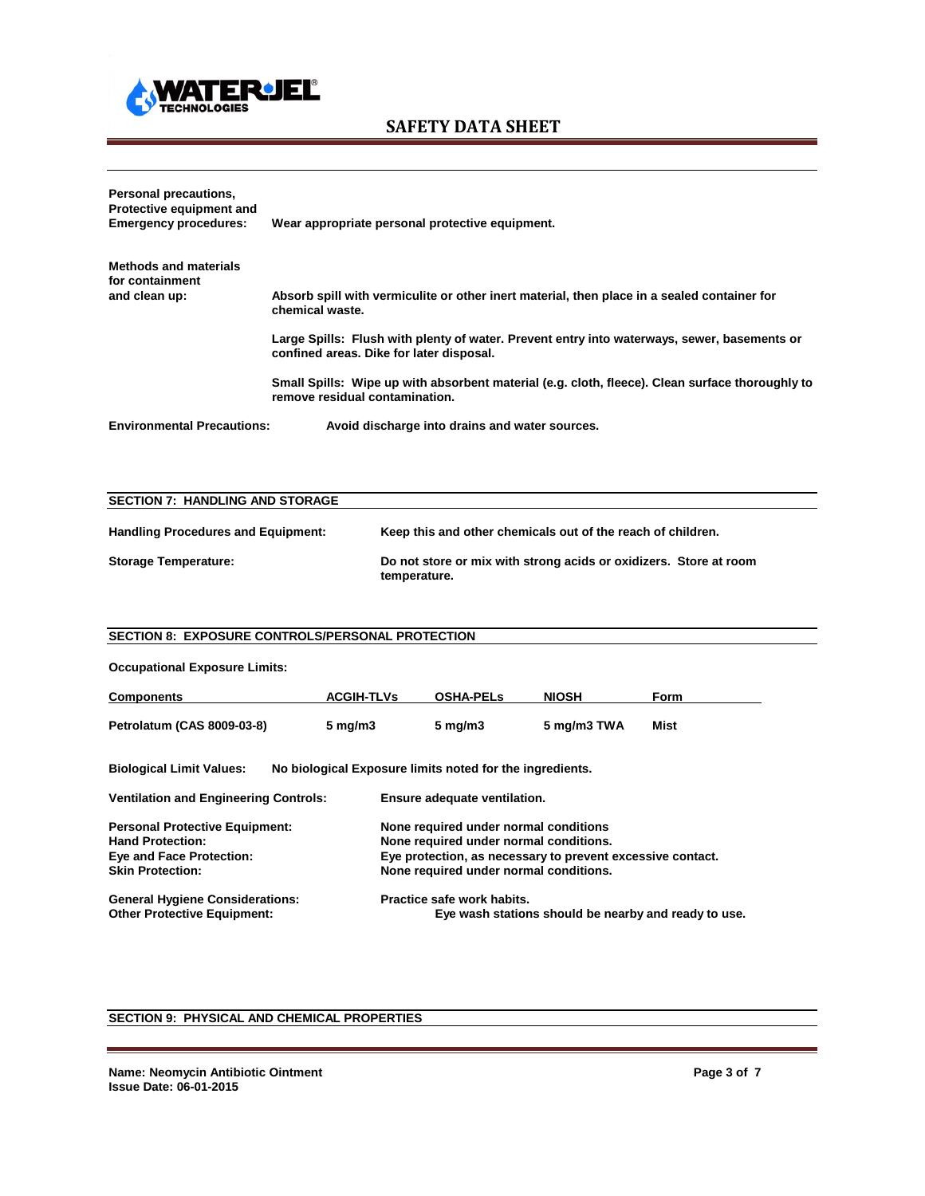**Personal precautions, Protective equipment and Emergency procedures:** Wear appropriate personal protective equipment.

**Methods and materials for containment and clean up:** Absorb spill with vermiculite or other inert material, then place in a sealed container for chemical waste.

Large Spills: Flush with plenty of water. Prevent entry into waterways, sewer, basements or confined areas. Dike for later disposal.

Small Spills: Wipe up with absorbent material (e.g. cloth, fleece). Clean surface thoroughly to remove residual contamination.

**Environmental Precautions:** Avoid discharge into drains and water sources.

## SECTION 7: HANDLING AND STORAGE

**Handling Procedures and Equipment:** Keep this and other chemicals out of the reach of children.

**Storage Temperature:** Do not store or mix with strong acids or oxidizers. Store at room temperature.

## SECTION 8: EXPOSURE CONTROLS/PERSONAL PROTECTION

**Occupational Exposure Limits:**

| Components | ACGIH-TLVs | OSHA-PELs | NIOSH | Form |
|---|---|---|---|---|
| Petrolatum (CAS 8009-03-8) | 5 mg/m3 | 5 mg/m3 | 5 mg/m3 TWA | Mist |

**Biological Limit Values:** No biological Exposure limits noted for the ingredients.

**Ventilation and Engineering Controls:** Ensure adequate ventilation.

**Personal Protective Equipment:** None required under normal conditions

**Hand Protection:** None required under normal conditions.

**Eye and Face Protection:** Eye protection, as necessary to prevent excessive contact.

**Skin Protection:** None required under normal conditions.

**General Hygiene Considerations:** Practice safe work habits.

**Other Protective Equipment:** Eye wash stations should be nearby and ready to use.

## SECTION 9: PHYSICAL AND CHEMICAL PROPERTIES

Name: Neomycin Antibiotic Ointment
Issue Date: 06-01-2015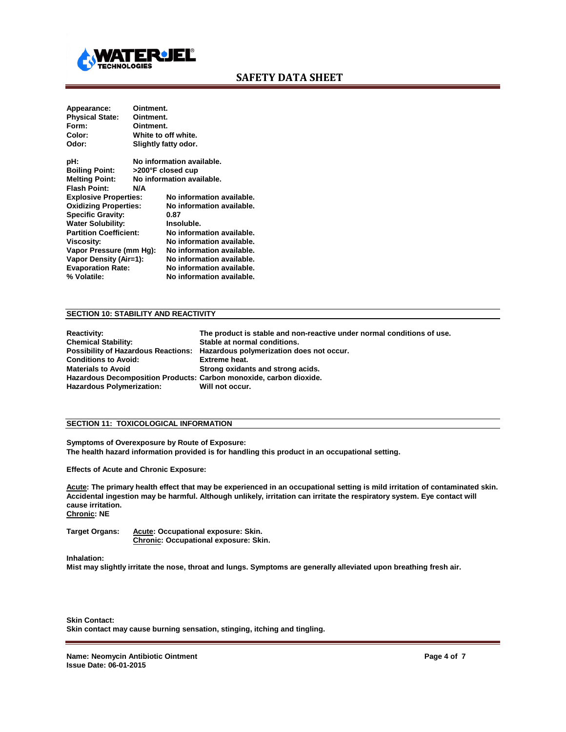| | |
|---|---|
| **Appearance:** | **Ointment.** |
| **Physical State:** | **Ointment.** |
| **Form:** | **Ointment.** |
| **Color:** | **White to off white.** |
| **Odor:** | **Slightly fatty odor.** |

| | |
|---|---|
| **pH:** | **No information available.** |
| **Boiling Point:** | **>200°F closed cup** |
| **Melting Point:** | **No information available.** |
| **Flash Point:** | **N/A** |
| **Explosive Properties:** | **No information available.** |
| **Oxidizing Properties:** | **No information available.** |
| **Specific Gravity:** | **0.87** |
| **Water Solubility:** | **Insoluble.** |
| **Partition Coefficient:** | **No information available.** |
| **Viscosity:** | **No information available.** |
| **Vapor Pressure (mm Hg):** | **No information available.** |
| **Vapor Density (Air=1):** | **No information available.** |
| **Evaporation Rate:** | **No information available.** |
| **% Volatile:** | **No information available.** |

## SECTION 10: STABILITY AND REACTIVITY

| | |
|---|---|
| **Reactivity:** | **The product is stable and non-reactive under normal conditions of use.** |
| **Chemical Stability:** | **Stable at normal conditions.** |
| **Possibility of Hazardous Reactions:** | **Hazardous polymerization does not occur.** |
| **Conditions to Avoid:** | **Extreme heat.** |
| **Materials to Avoid** | **Strong oxidants and strong acids.** |
| **Hazardous Decomposition Products:** | **Carbon monoxide, carbon dioxide.** |
| **Hazardous Polymerization:** | **Will not occur.** |

## SECTION 11: TOXICOLOGICAL INFORMATION

**Symptoms of Overexposure by Route of Exposure:**
**The health hazard information provided is for handling this product in an occupational setting.**

**Effects of Acute and Chronic Exposure:**

**Acute: The primary health effect that may be experienced in an occupational setting is mild irritation of contaminated skin. Accidental ingestion may be harmful. Although unlikely, irritation can irritate the respiratory system. Eye contact will cause irritation.**
**Chronic: NE**

**Target Organs:** **Acute: Occupational exposure: Skin.**
**Chronic: Occupational exposure: Skin.**

**Inhalation:**
**Mist may slightly irritate the nose, throat and lungs. Symptoms are generally alleviated upon breathing fresh air.**

**Skin Contact:**
**Skin contact may cause burning sensation, stinging, itching and tingling.**

**Name: Neomycin Antibiotic Ointment**
**Issue Date: 06-01-2015**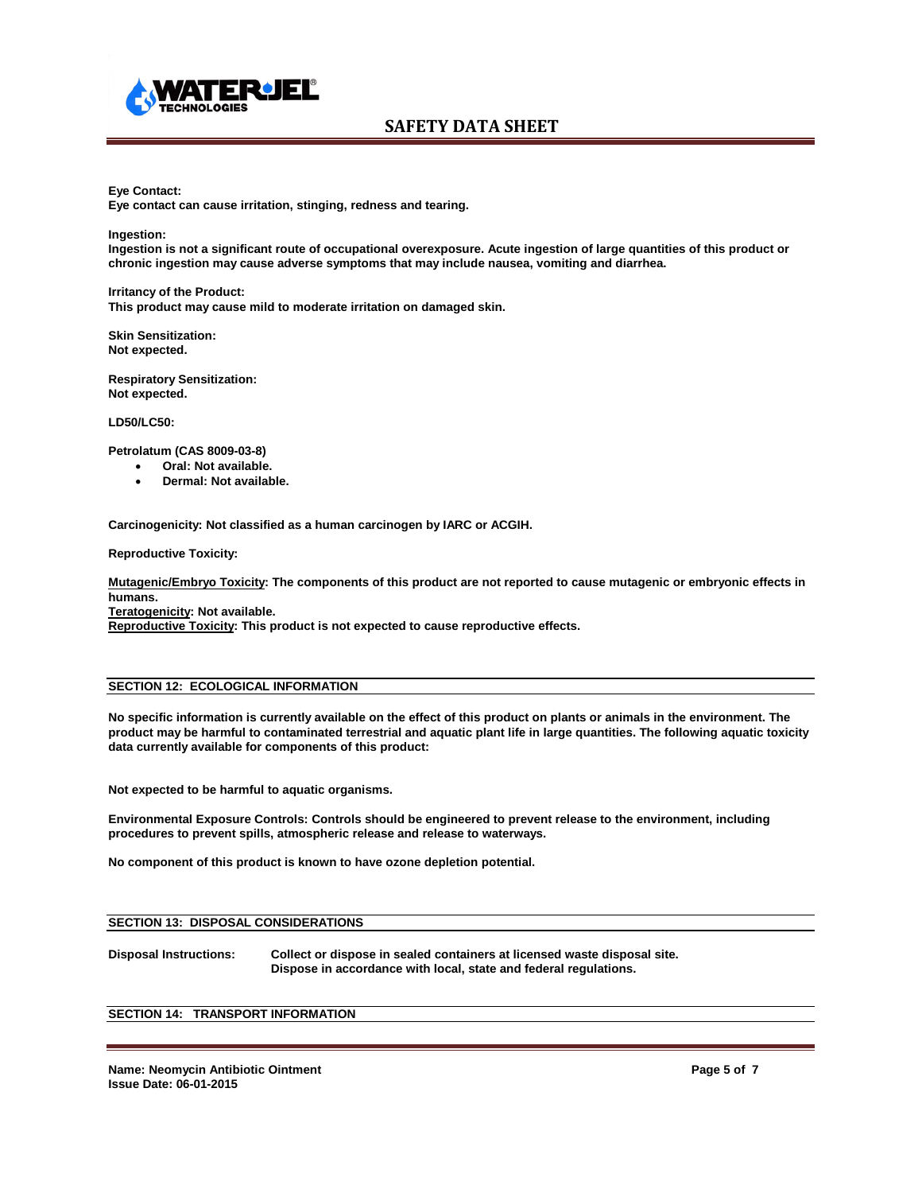**Eye Contact:**
**Eye contact can cause irritation, stinging, redness and tearing.**

**Ingestion:**
**Ingestion is not a significant route of occupational overexposure. Acute ingestion of large quantities of this product or chronic ingestion may cause adverse symptoms that may include nausea, vomiting and diarrhea.**

**Irritancy of the Product:**
**This product may cause mild to moderate irritation on damaged skin.**

**Skin Sensitization:**
**Not expected.**

**Respiratory Sensitization:**
**Not expected.**

**LD50/LC50:**

**Petrolatum (CAS 8009-03-8)**

- **Oral: Not available.**
- **Dermal: Not available.**

**Carcinogenicity: Not classified as a human carcinogen by IARC or ACGIH.**

**Reproductive Toxicity:**

**Mutagenic/Embryo Toxicity: The components of this product are not reported to cause mutagenic or embryonic effects in humans.**
**Teratogenicity: Not available.**
**Reproductive Toxicity: This product is not expected to cause reproductive effects.**

## SECTION 12: ECOLOGICAL INFORMATION

**No specific information is currently available on the effect of this product on plants or animals in the environment. The product may be harmful to contaminated terrestrial and aquatic plant life in large quantities. The following aquatic toxicity data currently available for components of this product:**

**Not expected to be harmful to aquatic organisms.**

**Environmental Exposure Controls: Controls should be engineered to prevent release to the environment, including procedures to prevent spills, atmospheric release and release to waterways.**

**No component of this product is known to have ozone depletion potential.**

## SECTION 13: DISPOSAL CONSIDERATIONS

**Disposal Instructions:** **Collect or dispose in sealed containers at licensed waste disposal site. Dispose in accordance with local, state and federal regulations.**

## SECTION 14: TRANSPORT INFORMATION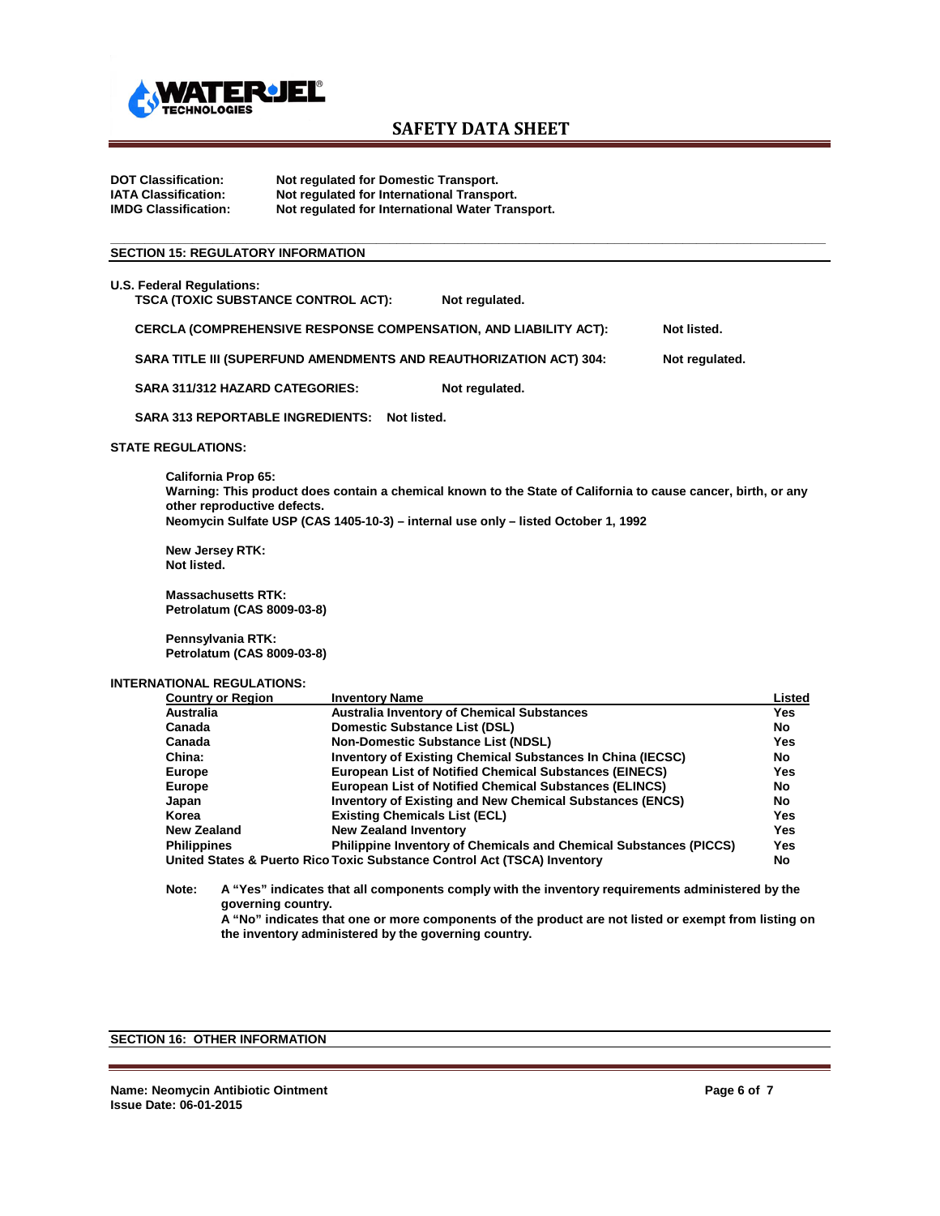**DOT Classification:** Not regulated for Domestic Transport.
**IATA Classification:** Not regulated for International Transport.
**IMDG Classification:** Not regulated for International Water Transport.

## SECTION 15: REGULATORY INFORMATION

**U.S. Federal Regulations:**

**TSCA (TOXIC SUBSTANCE CONTROL ACT):** Not regulated.

**CERCLA (COMPREHENSIVE RESPONSE COMPENSATION, AND LIABILITY ACT):** Not listed.

**SARA TITLE III (SUPERFUND AMENDMENTS AND REAUTHORIZATION ACT) 304:** Not regulated.

**SARA 311/312 HAZARD CATEGORIES:** Not regulated.

**SARA 313 REPORTABLE INGREDIENTS:** Not listed.

**STATE REGULATIONS:**

**California Prop 65:**
Warning: This product does contain a chemical known to the State of California to cause cancer, birth, or any other reproductive defects.
Neomycin Sulfate USP (CAS 1405-10-3) – internal use only – listed October 1, 1992

**New Jersey RTK:**
Not listed.

**Massachusetts RTK:**
Petrolatum (CAS 8009-03-8)

**Pennsylvania RTK:**
Petrolatum (CAS 8009-03-8)

**INTERNATIONAL REGULATIONS:**

| Country or Region | Inventory Name | Listed |
|---|---|---|
| Australia | Australia Inventory of Chemical Substances | Yes |
| Canada | Domestic Substance List (DSL) | No |
| Canada | Non-Domestic Substance List (NDSL) | Yes |
| China: | Inventory of Existing Chemical Substances In China (IECSC) | No |
| Europe | European List of Notified Chemical Substances (EINECS) | Yes |
| Europe | European List of Notified Chemical Substances (ELINCS) | No |
| Japan | Inventory of Existing and New Chemical Substances (ENCS) | No |
| Korea | Existing Chemicals List (ECL) | Yes |
| New Zealand | New Zealand Inventory | Yes |
| Philippines | Philippine Inventory of Chemicals and Chemical Substances (PICCS) | Yes |
| United States & Puerto Rico | Toxic Substance Control Act (TSCA) Inventory | No |

**Note:** A "Yes" indicates that all components comply with the inventory requirements administered by the governing country.
A "No" indicates that one or more components of the product are not listed or exempt from listing on the inventory administered by the governing country.

## SECTION 16: OTHER INFORMATION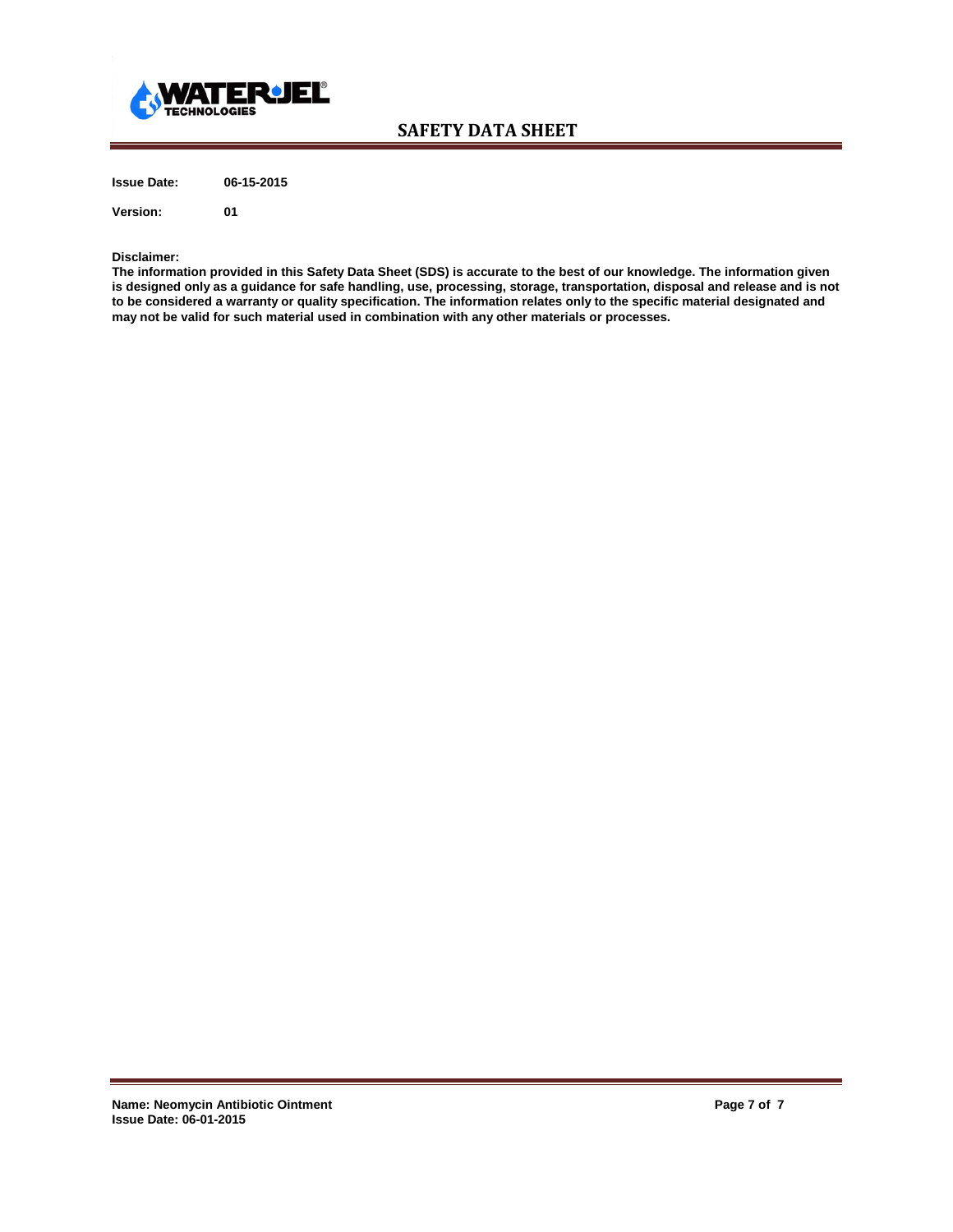**Issue Date:** 06-15-2015

**Version:** 01

**Disclaimer:**
**The information provided in this Safety Data Sheet (SDS) is accurate to the best of our knowledge. The information given is designed only as a guidance for safe handling, use, processing, storage, transportation, disposal and release and is not to be considered a warranty or quality specification. The information relates only to the specific material designated and may not be valid for such material used in combination with any other materials or processes.**